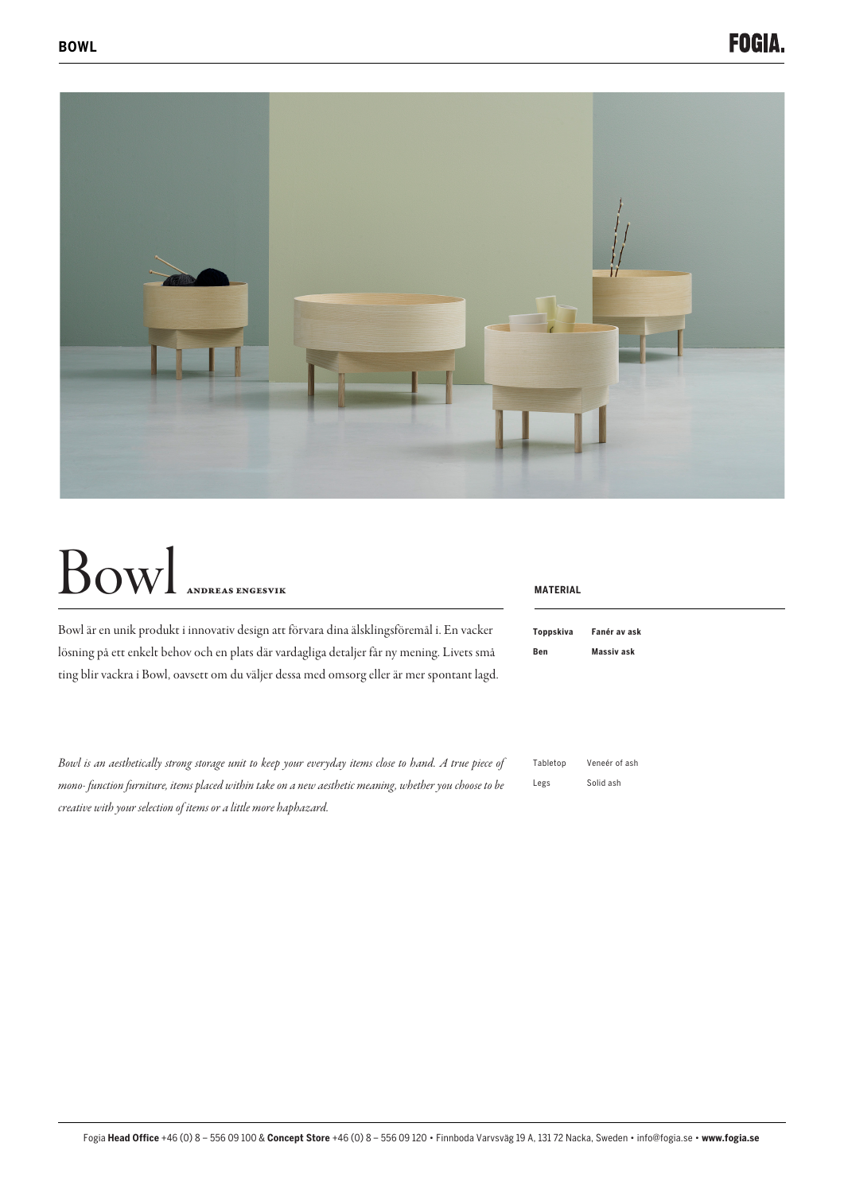# Bowl ANDREAS ENGESVIK

Bowl är en unik produkt i innovativ design att förvara dina älsklingsföremål i. En vacker lösning på ett enkelt behov och en plats där vardagliga detaljer får ny mening. Livets små ting blir vackra i Bowl, oavsett om du väljer dessa med omsorg eller är mer spontant lagd.

*Bowl is an aesthetically strong storage unit to keep your everyday items close to hand. A true piece of mono- function furniture, items placed within take on a new aesthetic meaning, whether you choose to be creative with your selection of items or a little more haphazard.*

**MATERIAL**

| | |
|---|---|
| **Toppskiva** | **Fanér av ask** |
| **Ben** | **Massiv ask** |

| | |
|---|---|
| Tabletop | Veneér of ash |
| Legs | Solid ash |

Fogia **Head Office** +46 (0) 8 – 556 09 100 & **Concept Store** +46 (0) 8 – 556 09 120 • Finnboda Varvsväg 19 A, 131 72 Nacka, Sweden • info@fogia.se • **www.fogia.se**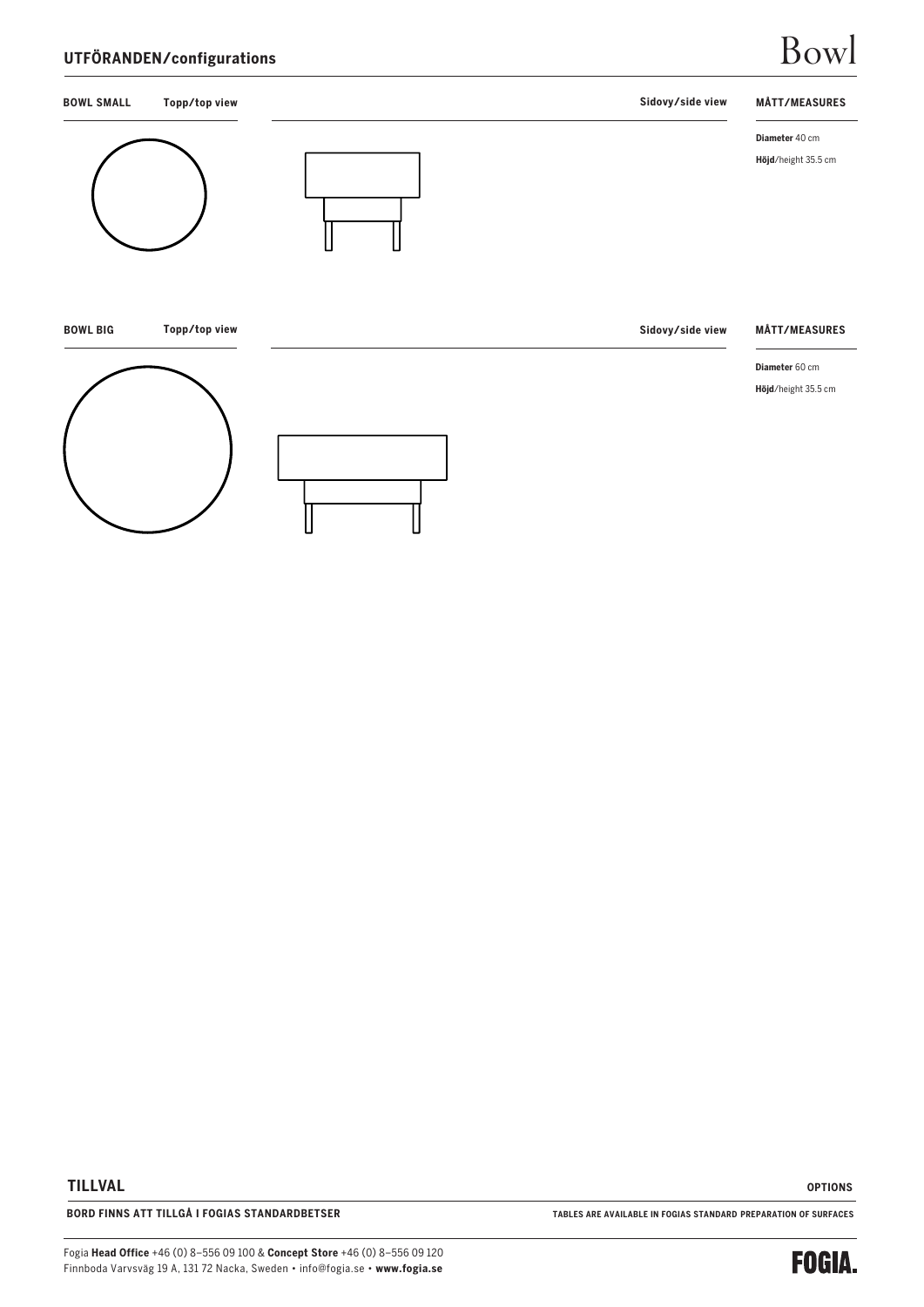## UTFÖRANDEN/configurations

# Bowl

### BOWL SMALL

Topp/top view

Sidovy/side view

**MÅTT/MEASURES**

**Diameter** 40 cm

**Höjd**/height 35.5 cm

### BOWL BIG

Topp/top view

Sidovy/side view

**MÅTT/MEASURES**

**Diameter** 60 cm

**Höjd**/height 35.5 cm

## TILLVAL

**OPTIONS**

**BORD FINNS ATT TILLGÅ I FOGIAS STANDARDBETSER**

**TABLES ARE AVAILABLE IN FOGIAS STANDARD PREPARATION OF SURFACES**

Fogia **Head Office** +46 (0) 8–556 09 100 & **Concept Store** +46 (0) 8–556 09 120
Finnboda Varvsväg 19 A, 131 72 Nacka, Sweden • info@fogia.se • **www.fogia.se**

**FOGIA.**